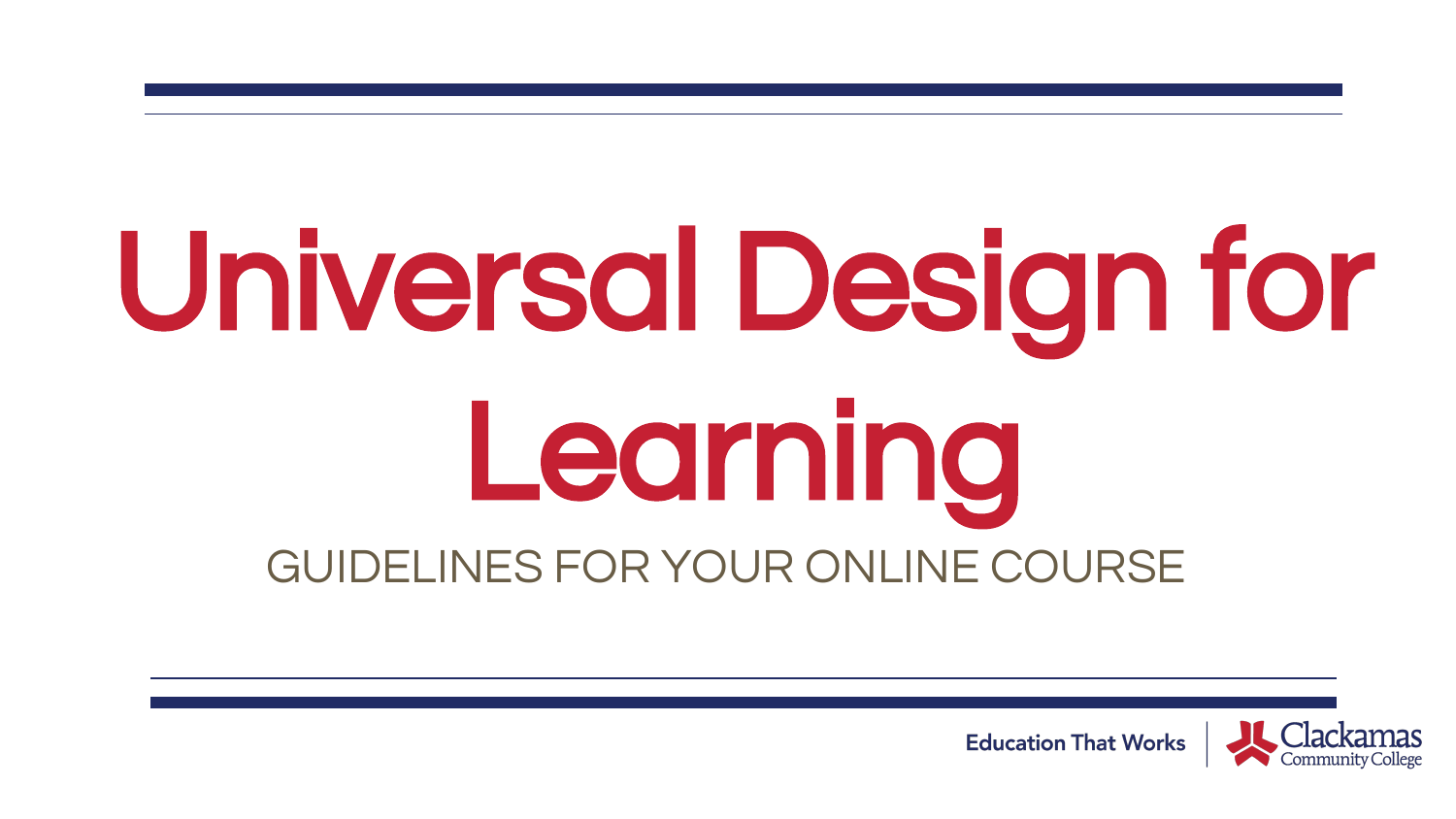# Universal Design for Learning

GUIDELINES FOR YOUR ONLINE COURSE

Education That Works | Clackamas Community College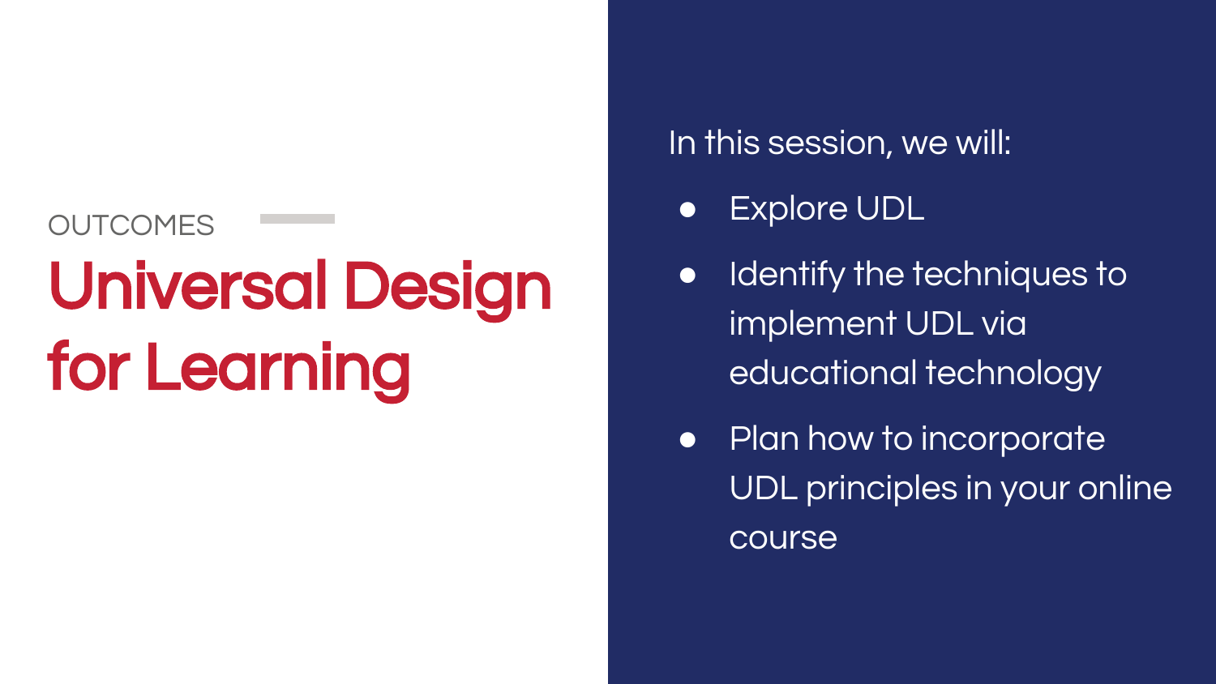OUTCOMES

# Universal Design for Learning

In this session, we will:

- Explore UDL
- Identify the techniques to implement UDL via educational technology
- Plan how to incorporate UDL principles in your online course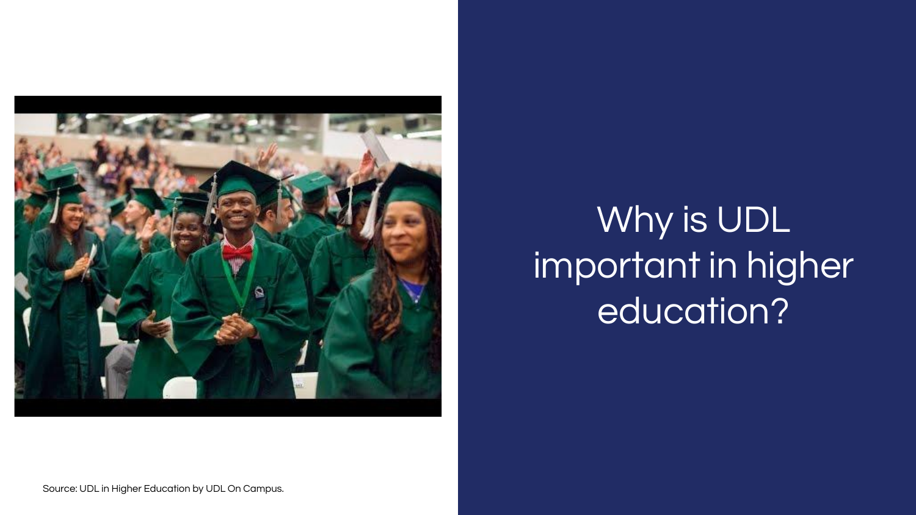# Why is UDL important in higher education?

Source: UDL in Higher Education by UDL On Campus.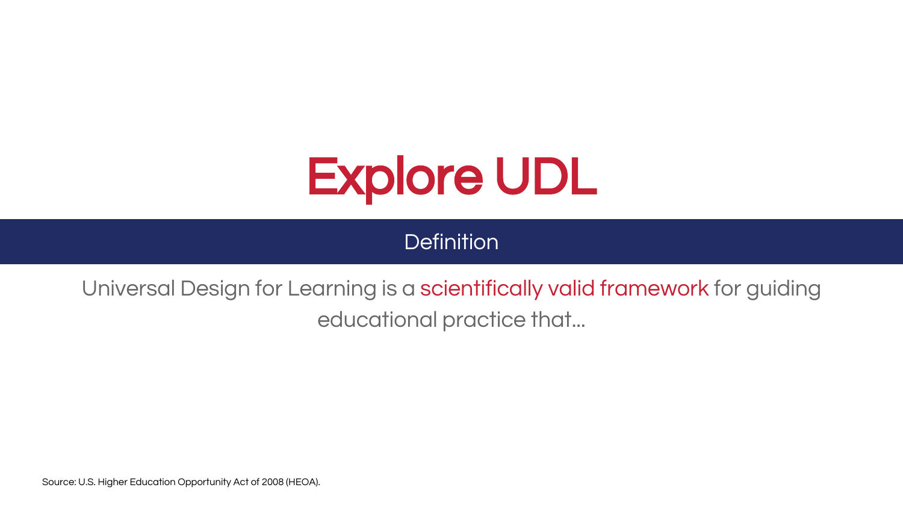# Explore UDL

## Definition

Universal Design for Learning is a scientifically valid framework for guiding educational practice that...

Source: U.S. Higher Education Opportunity Act of 2008 (HEOA).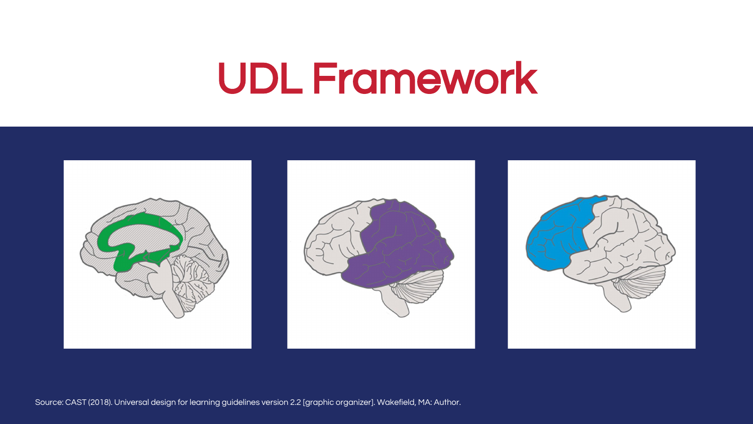# UDL Framework

Source: CAST (2018). Universal design for learning guidelines version 2.2 [graphic organizer]. Wakefield, MA: Author.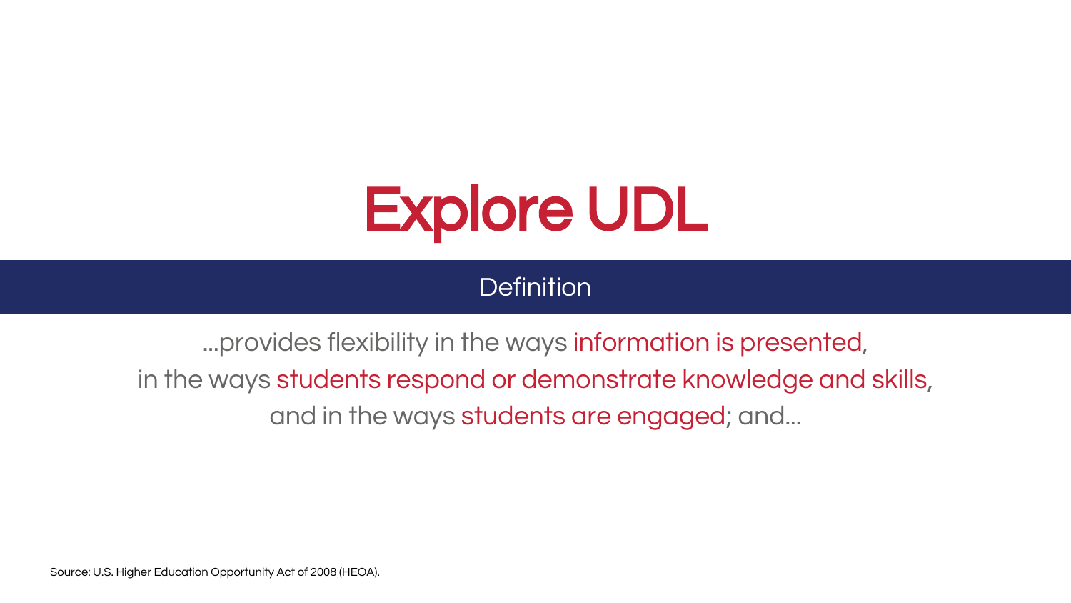# Explore UDL

## Definition

...provides flexibility in the ways information is presented, in the ways students respond or demonstrate knowledge and skills, and in the ways students are engaged; and...

Source: U.S. Higher Education Opportunity Act of 2008 (HEOA).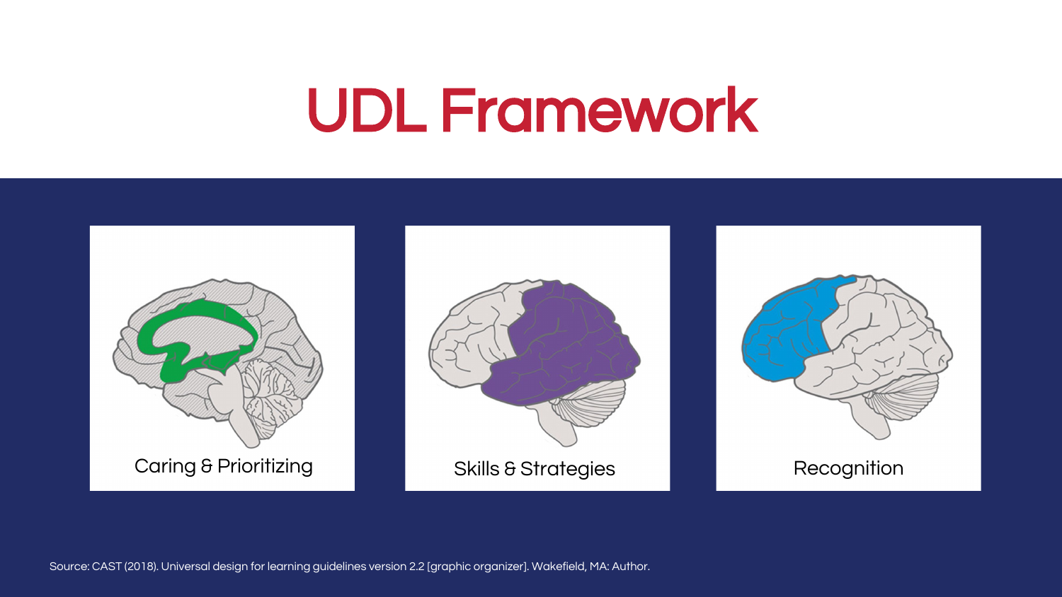# UDL Framework

Caring & Prioritizing

Skills & Strategies

Recognition

Source: CAST (2018). Universal design for learning guidelines version 2.2 [graphic organizer]. Wakefield, MA: Author.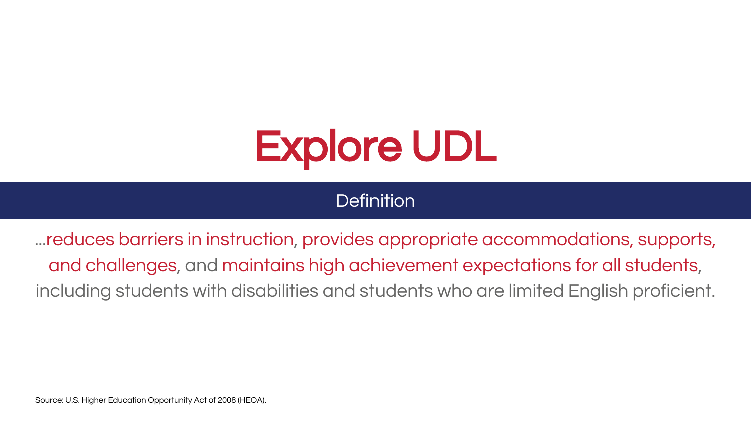# Explore UDL

## Definition

…reduces barriers in instruction, provides appropriate accommodations, supports, and challenges, and maintains high achievement expectations for all students, including students with disabilities and students who are limited English proficient.

Source: U.S. Higher Education Opportunity Act of 2008 (HEOA).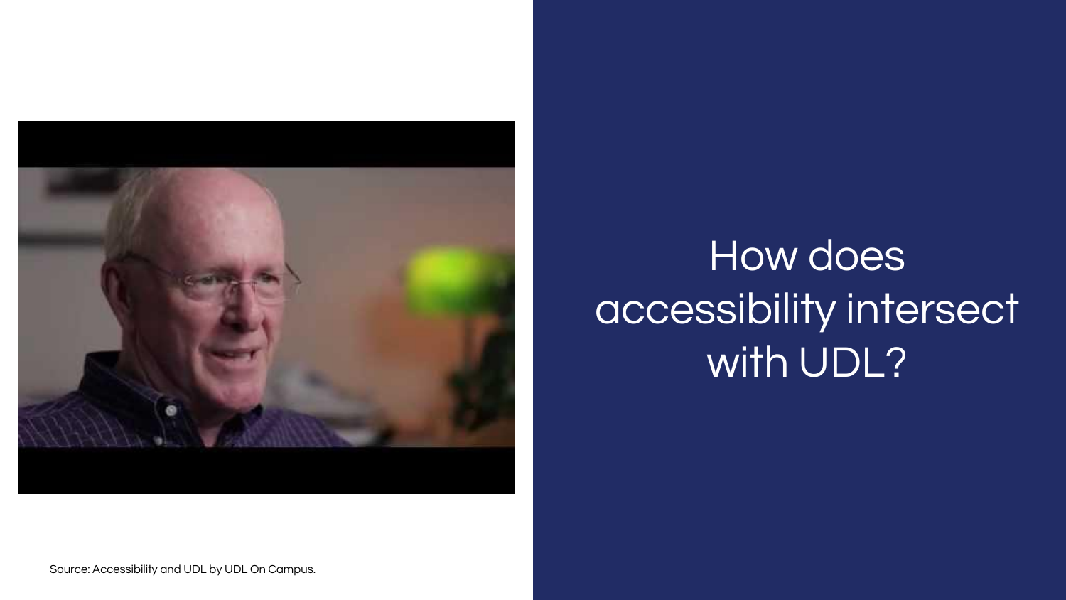# How does accessibility intersect with UDL?

Source: Accessibility and UDL by UDL On Campus.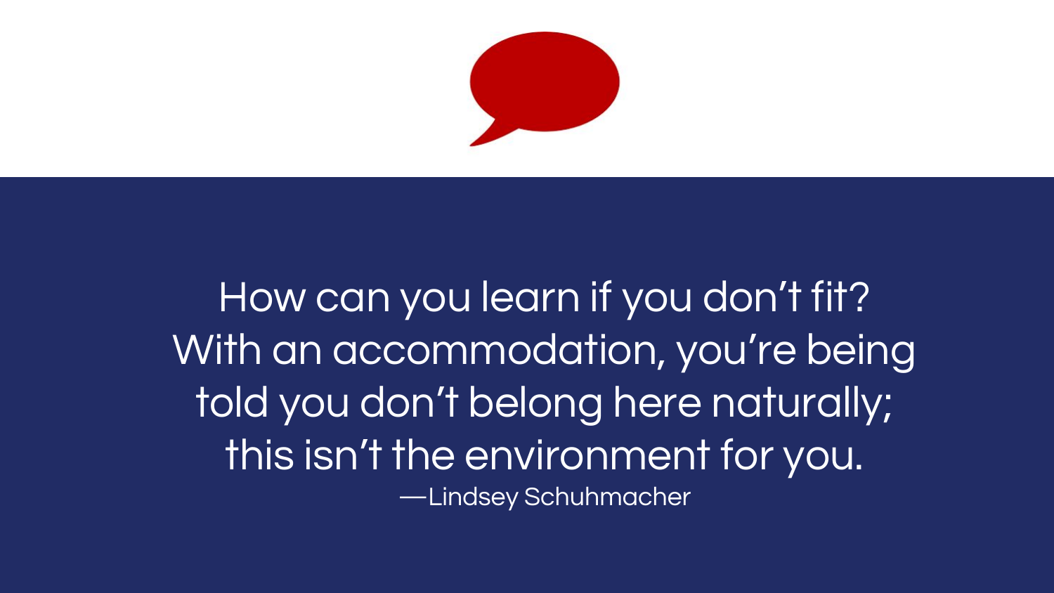How can you learn if you don’t fit? With an accommodation, you’re being told you don’t belong here naturally; this isn’t the environment for you.

—Lindsey Schuhmacher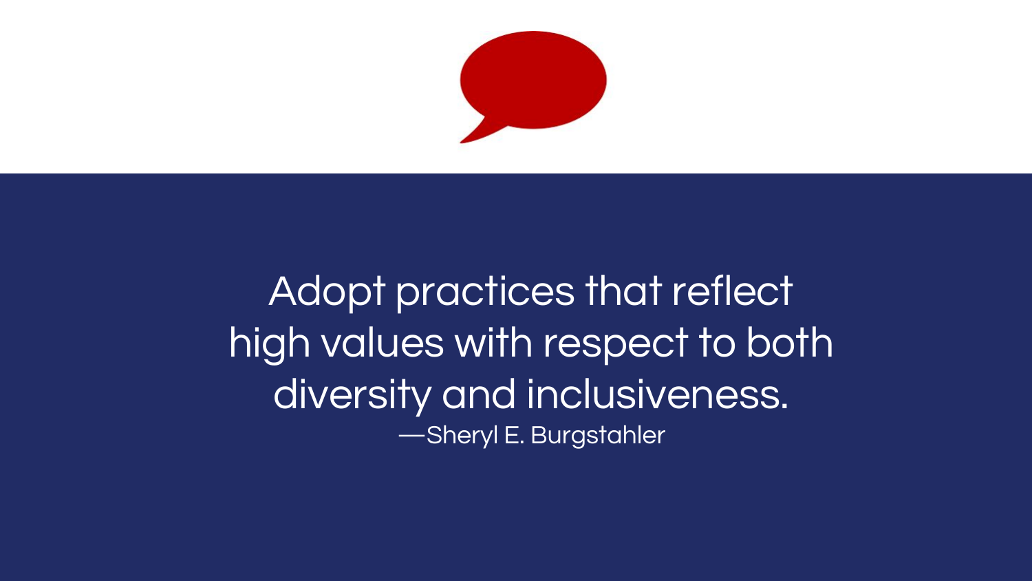Adopt practices that reflect high values with respect to both diversity and inclusiveness.

—Sheryl E. Burgstahler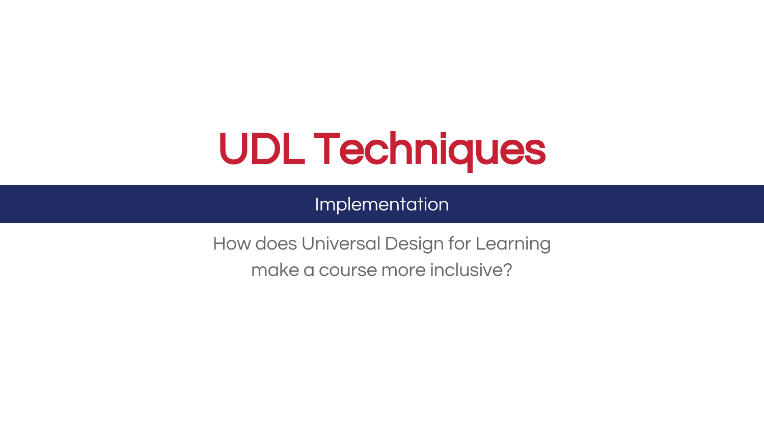# UDL Techniques

## Implementation

How does Universal Design for Learning make a course more inclusive?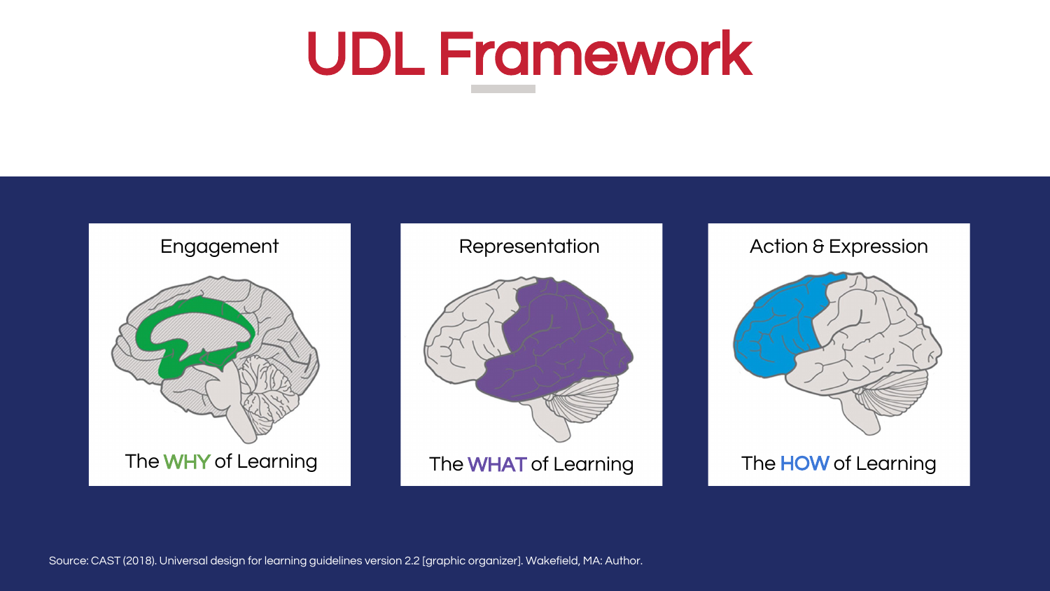# UDL Framework

**Engagement**

The WHY of Learning

**Representation**

The WHAT of Learning

**Action & Expression**

The HOW of Learning

Source: CAST (2018). Universal design for learning guidelines version 2.2 [graphic organizer]. Wakefield, MA: Author.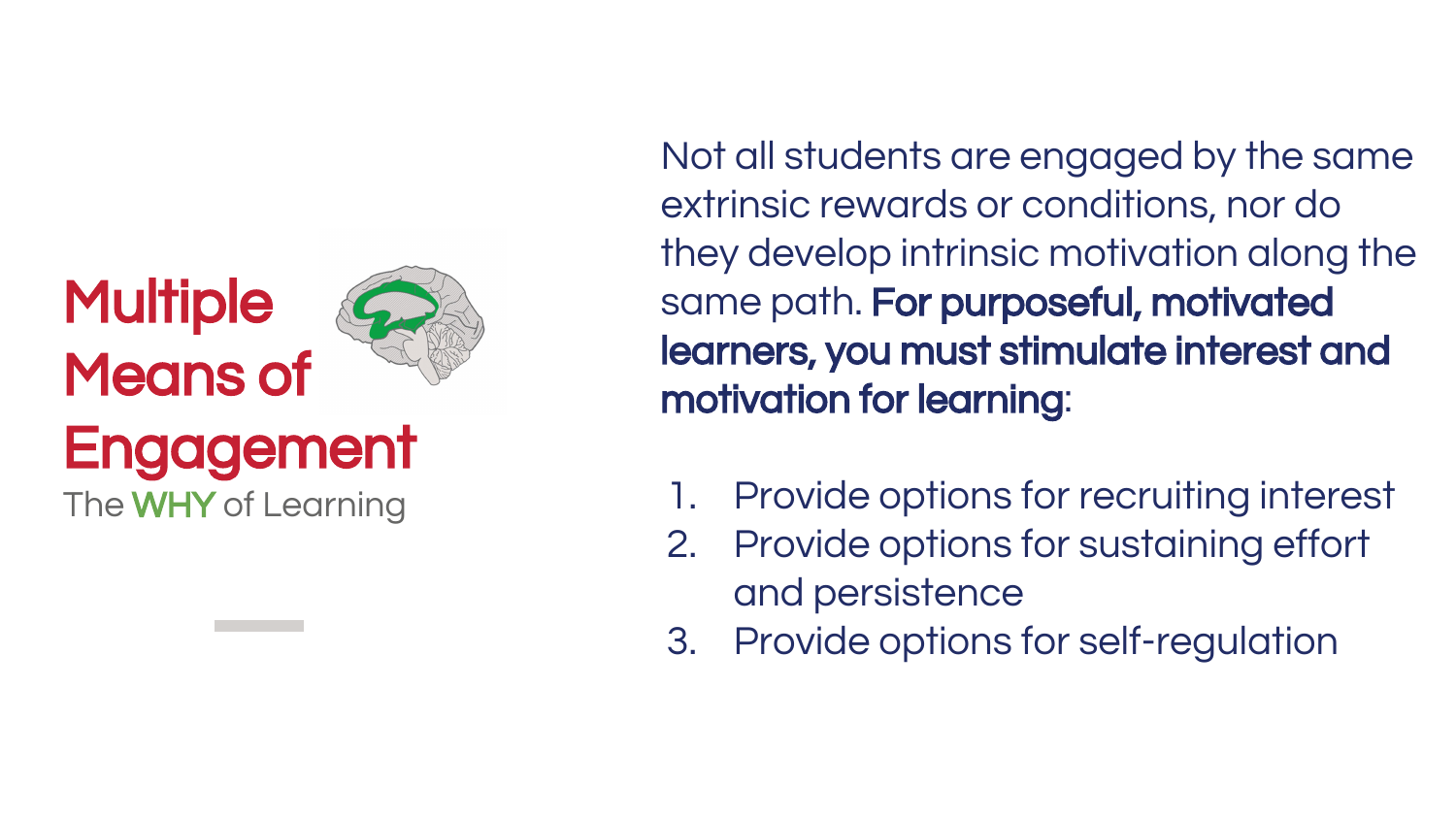# Multiple Means of Engagement

The **WHY** of Learning

Not all students are engaged by the same extrinsic rewards or conditions, nor do they develop intrinsic motivation along the same path. **For purposeful, motivated learners, you must stimulate interest and motivation for learning**:

1. Provide options for recruiting interest
2. Provide options for sustaining effort and persistence
3. Provide options for self-regulation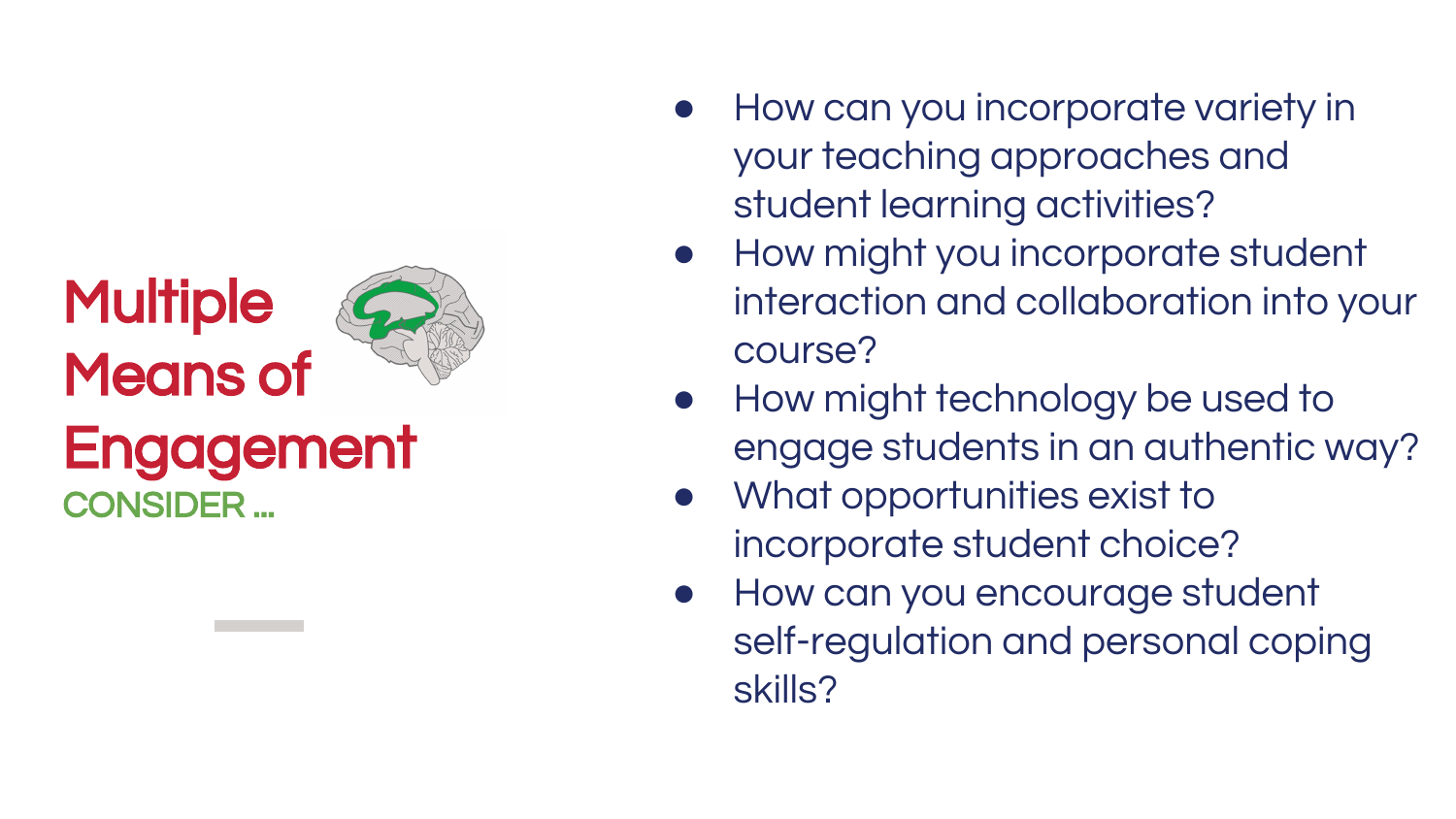# Multiple Means of Engagement

CONSIDER ...

- How can you incorporate variety in your teaching approaches and student learning activities?
- How might you incorporate student interaction and collaboration into your course?
- How might technology be used to engage students in an authentic way?
- What opportunities exist to incorporate student choice?
- How can you encourage student self-regulation and personal coping skills?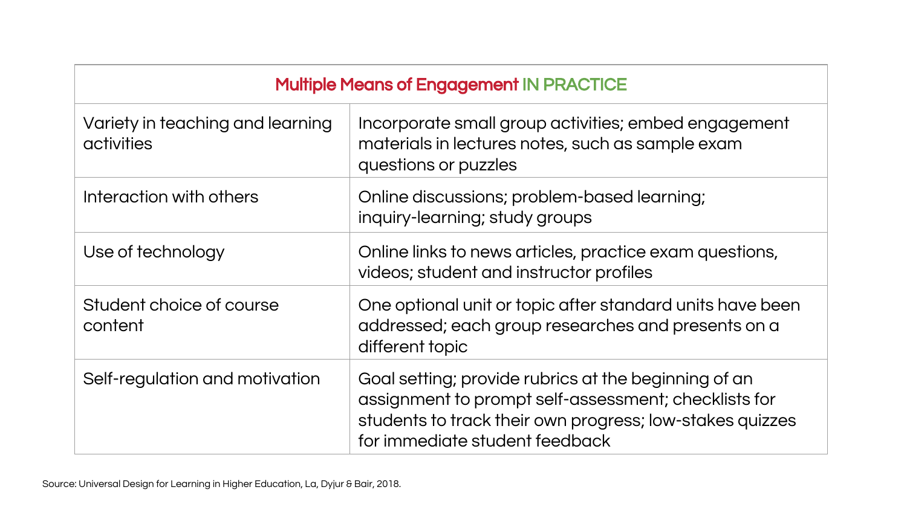| Multiple Means of Engagement IN PRACTICE | |
|---|---|
| Variety in teaching and learning activities | Incorporate small group activities; embed engagement materials in lectures notes, such as sample exam questions or puzzles |
| Interaction with others | Online discussions; problem-based learning; inquiry-learning; study groups |
| Use of technology | Online links to news articles, practice exam questions, videos; student and instructor profiles |
| Student choice of course content | One optional unit or topic after standard units have been addressed; each group researches and presents on a different topic |
| Self-regulation and motivation | Goal setting; provide rubrics at the beginning of an assignment to prompt self-assessment; checklists for students to track their own progress; low-stakes quizzes for immediate student feedback |

Source: Universal Design for Learning in Higher Education, La, Dyjur & Bair, 2018.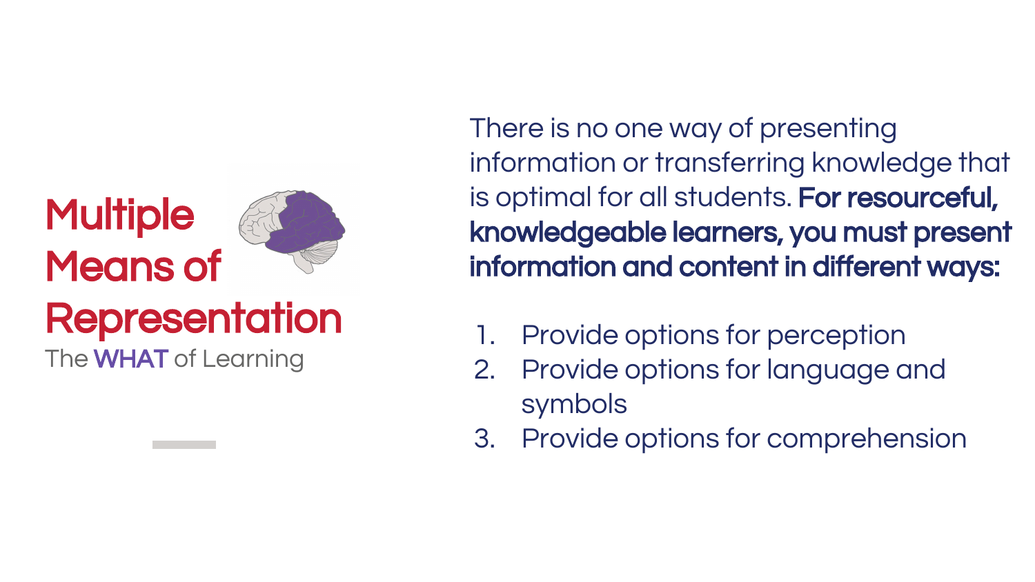# Multiple Means of Representation

The WHAT of Learning

There is no one way of presenting information or transferring knowledge that is optimal for all students. **For resourceful, knowledgeable learners, you must present information and content in different ways:**

1. Provide options for perception
2. Provide options for language and symbols
3. Provide options for comprehension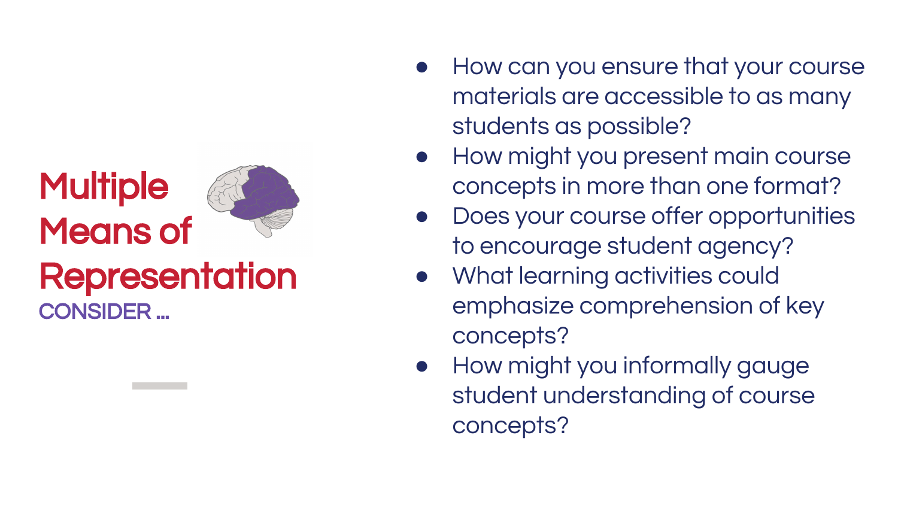# Multiple Means of Representation

## CONSIDER ...

- How can you ensure that your course materials are accessible to as many students as possible?
- How might you present main course concepts in more than one format?
- Does your course offer opportunities to encourage student agency?
- What learning activities could emphasize comprehension of key concepts?
- How might you informally gauge student understanding of course concepts?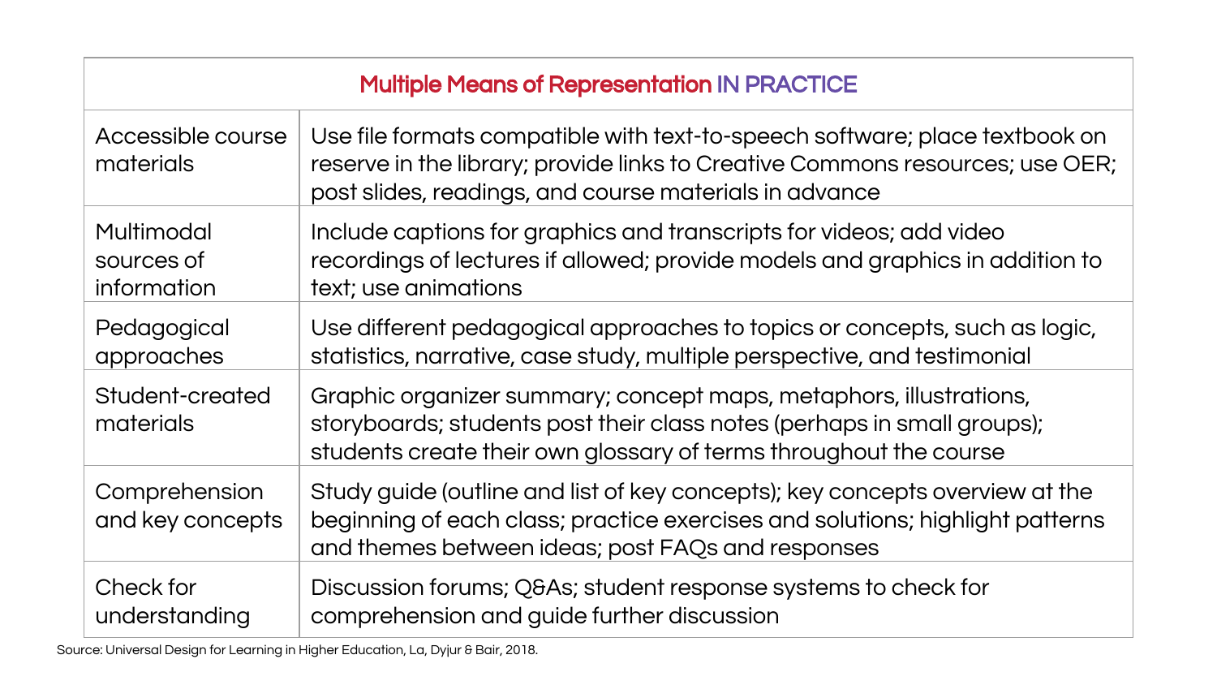| Multiple Means of Representation IN PRACTICE | |
|---|---|
| Accessible course materials | Use file formats compatible with text-to-speech software; place textbook on reserve in the library; provide links to Creative Commons resources; use OER; post slides, readings, and course materials in advance |
| Multimodal sources of information | Include captions for graphics and transcripts for videos; add video recordings of lectures if allowed; provide models and graphics in addition to text; use animations |
| Pedagogical approaches | Use different pedagogical approaches to topics or concepts, such as logic, statistics, narrative, case study, multiple perspective, and testimonial |
| Student-created materials | Graphic organizer summary; concept maps, metaphors, illustrations, storyboards; students post their class notes (perhaps in small groups); students create their own glossary of terms throughout the course |
| Comprehension and key concepts | Study guide (outline and list of key concepts); key concepts overview at the beginning of each class; practice exercises and solutions; highlight patterns and themes between ideas; post FAQs and responses |
| Check for understanding | Discussion forums; Q&As; student response systems to check for comprehension and guide further discussion |

Source: Universal Design for Learning in Higher Education, La, Dyjur & Bair, 2018.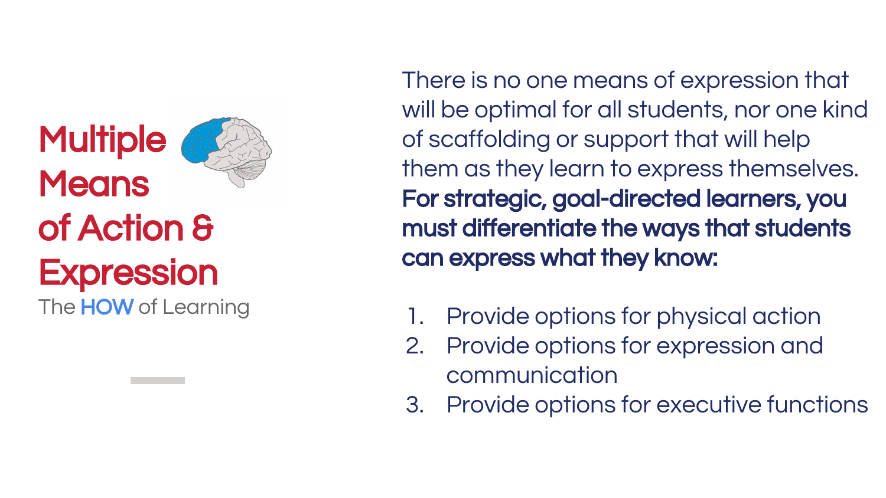# Multiple Means of Action & Expression

The **HOW** of Learning

There is no one means of expression that will be optimal for all students, nor one kind of scaffolding or support that will help them as they learn to express themselves. **For strategic, goal-directed learners, you must differentiate the ways that students can express what they know:**

1. Provide options for physical action
2. Provide options for expression and communication
3. Provide options for executive functions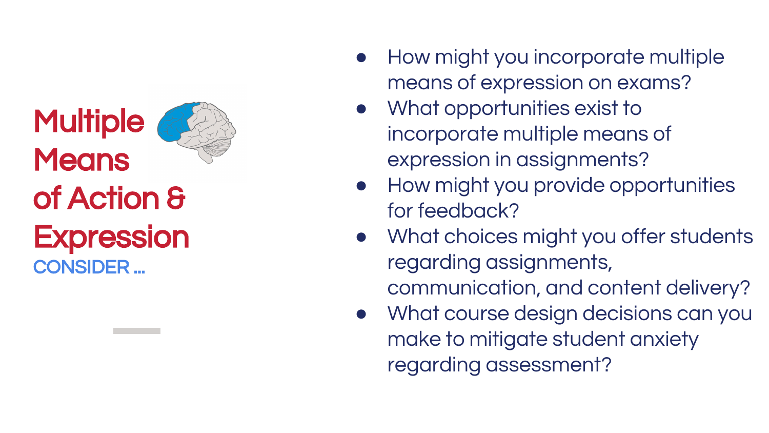# Multiple Means of Action & Expression

CONSIDER …

- How might you incorporate multiple means of expression on exams?
- What opportunities exist to incorporate multiple means of expression in assignments?
- How might you provide opportunities for feedback?
- What choices might you offer students regarding assignments, communication, and content delivery?
- What course design decisions can you make to mitigate student anxiety regarding assessment?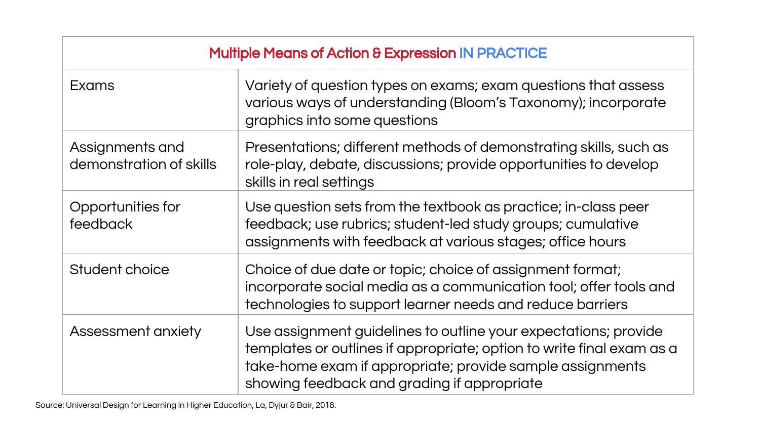| Multiple Means of Action & Expression IN PRACTICE | |
|---|---|
| Exams | Variety of question types on exams; exam questions that assess various ways of understanding (Bloom's Taxonomy); incorporate graphics into some questions |
| Assignments and demonstration of skills | Presentations; different methods of demonstrating skills, such as role-play, debate, discussions; provide opportunities to develop skills in real settings |
| Opportunities for feedback | Use question sets from the textbook as practice; in-class peer feedback; use rubrics; student-led study groups; cumulative assignments with feedback at various stages; office hours |
| Student choice | Choice of due date or topic; choice of assignment format; incorporate social media as a communication tool; offer tools and technologies to support learner needs and reduce barriers |
| Assessment anxiety | Use assignment guidelines to outline your expectations; provide templates or outlines if appropriate; option to write final exam as a take-home exam if appropriate; provide sample assignments showing feedback and grading if appropriate |

Source: Universal Design for Learning in Higher Education, La, Dyjur & Bair, 2018.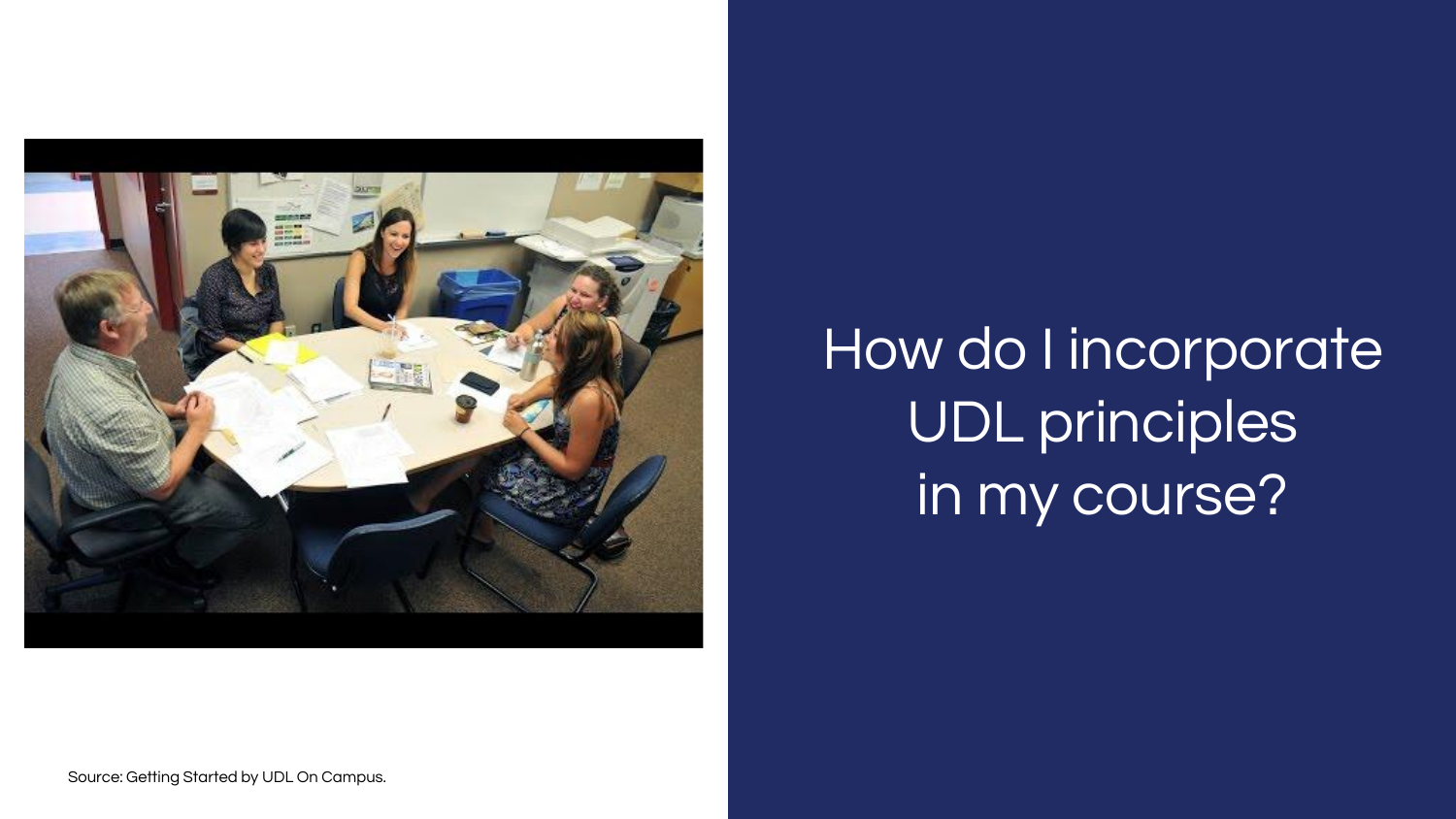# How do I incorporate UDL principles in my course?

Source: Getting Started by UDL On Campus.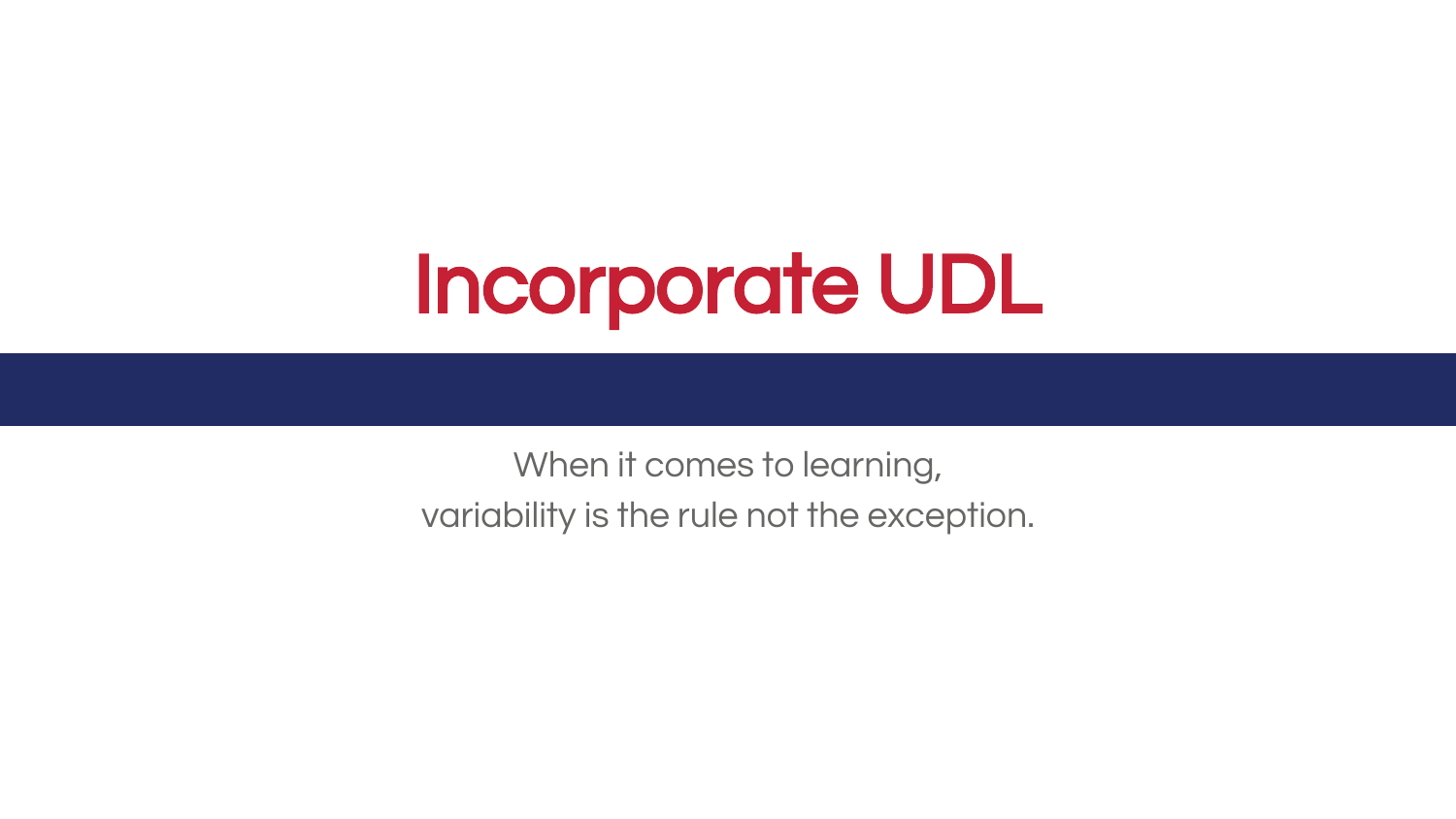# Incorporate UDL

When it comes to learning,
variability is the rule not the exception.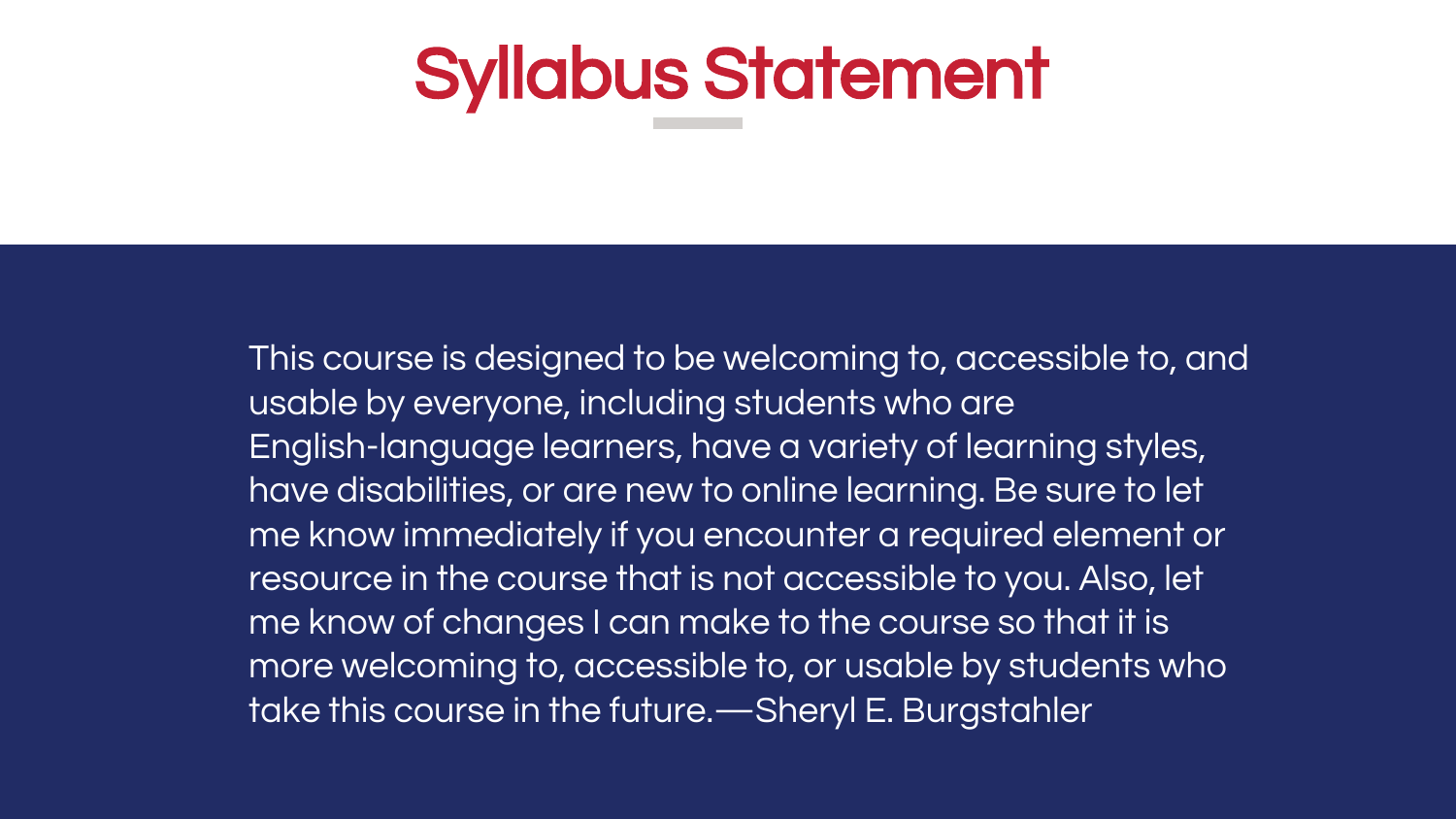# Syllabus Statement

This course is designed to be welcoming to, accessible to, and usable by everyone, including students who are English-language learners, have a variety of learning styles, have disabilities, or are new to online learning. Be sure to let me know immediately if you encounter a required element or resource in the course that is not accessible to you. Also, let me know of changes I can make to the course so that it is more welcoming to, accessible to, or usable by students who take this course in the future.—Sheryl E. Burgstahler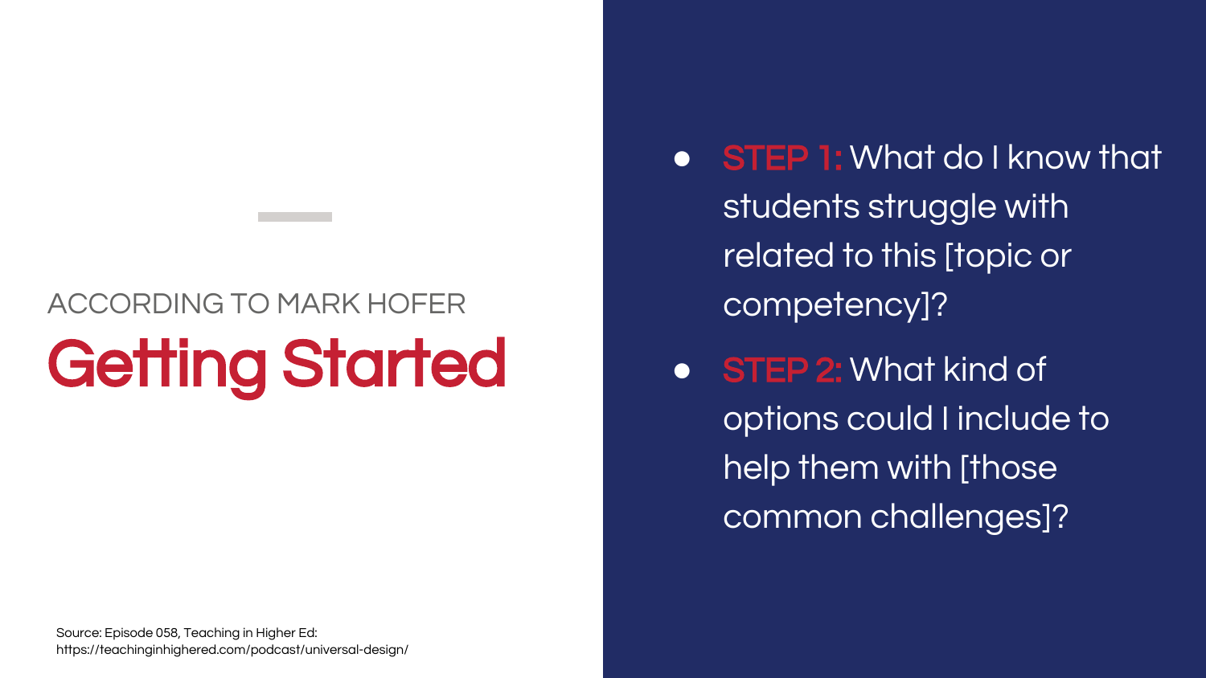ACCORDING TO MARK HOFER

# Getting Started

- **STEP 1:** What do I know that students struggle with related to this [topic or competency]?
- **STEP 2:** What kind of options could I include to help them with [those common challenges]?

Source: Episode 058, Teaching in Higher Ed: https://teachinginhighered.com/podcast/universal-design/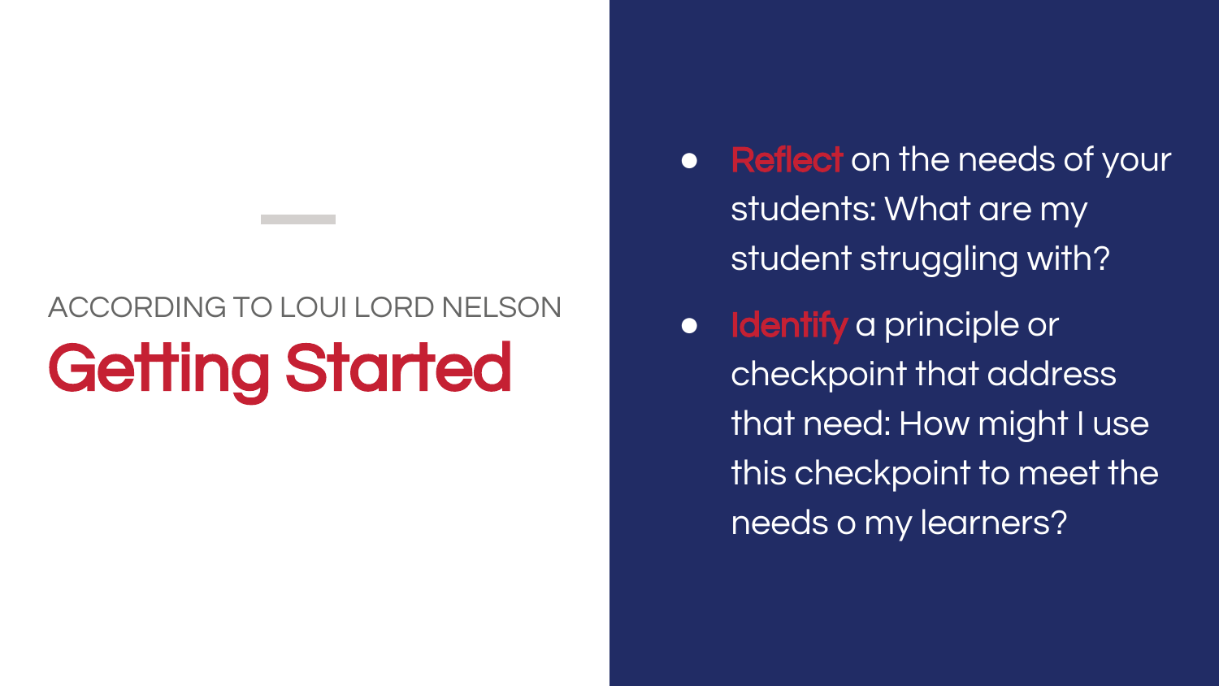ACCORDING TO LOUI LORD NELSON

# Getting Started

- **Reflect** on the needs of your students: What are my student struggling with?
- **Identify** a principle or checkpoint that address that need: How might I use this checkpoint to meet the needs o my learners?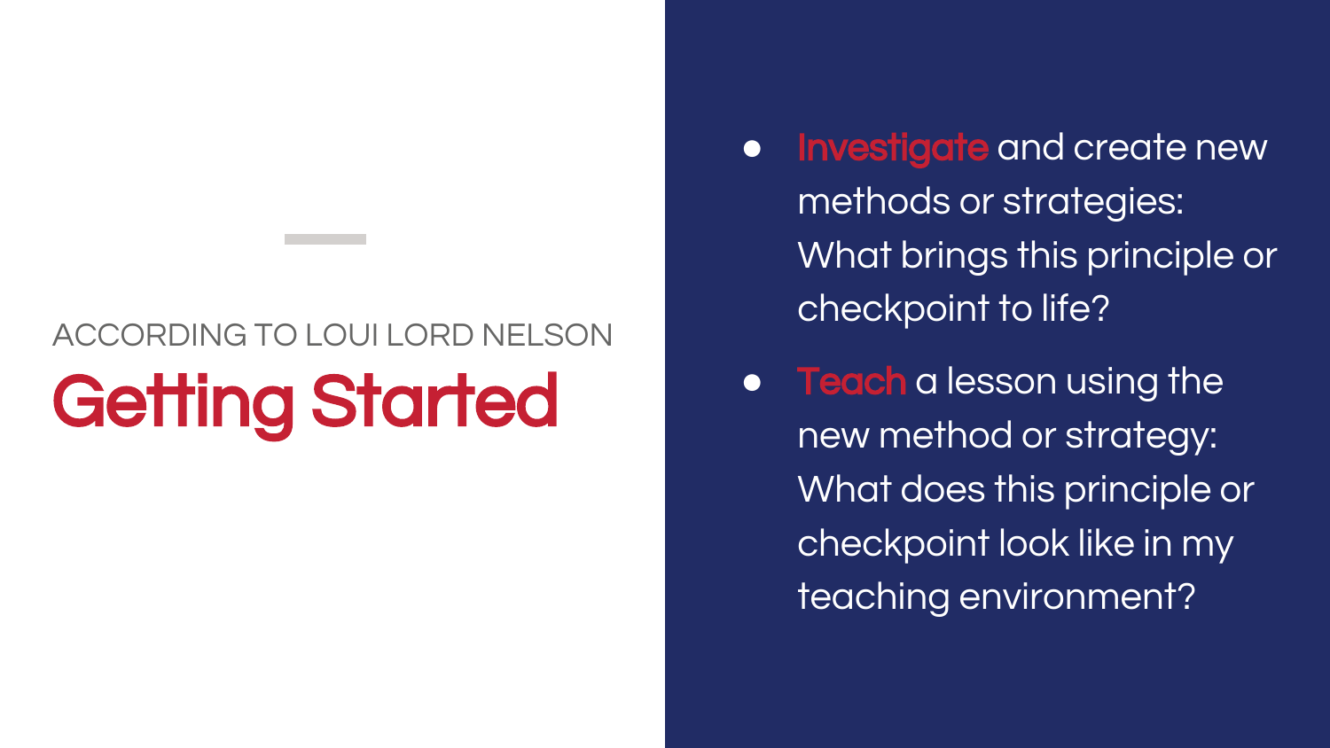ACCORDING TO LOUI LORD NELSON

# Getting Started

- **Investigate** and create new methods or strategies: What brings this principle or checkpoint to life?
- **Teach** a lesson using the new method or strategy: What does this principle or checkpoint look like in my teaching environment?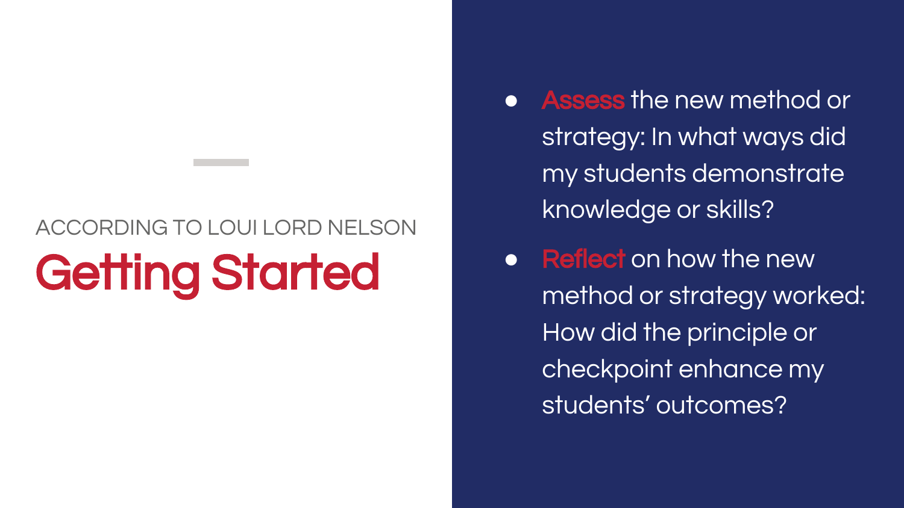ACCORDING TO LOUI LORD NELSON

# Getting Started

- **Assess** the new method or strategy: In what ways did my students demonstrate knowledge or skills?
- **Reflect** on how the new method or strategy worked: How did the principle or checkpoint enhance my students' outcomes?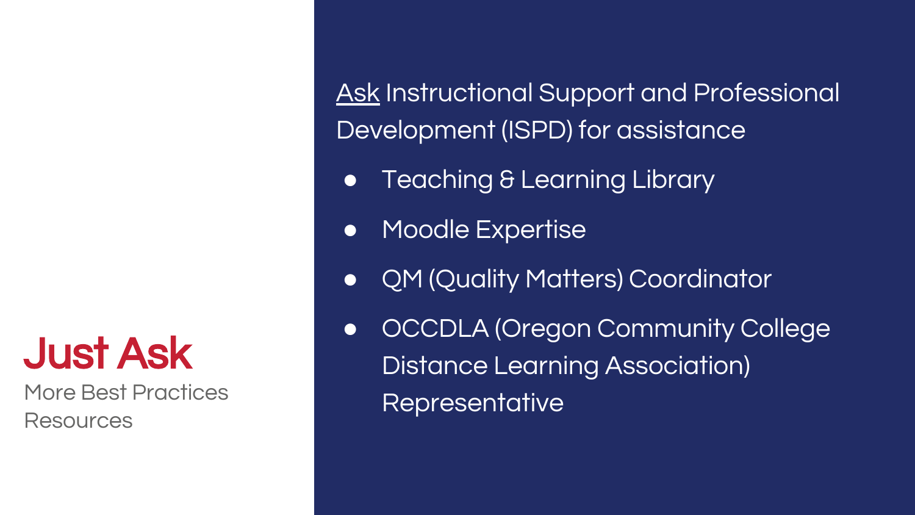# Just Ask

More Best Practices Resources

Ask Instructional Support and Professional Development (ISPD) for assistance

- Teaching & Learning Library
- Moodle Expertise
- QM (Quality Matters) Coordinator
- OCCDLA (Oregon Community College Distance Learning Association) Representative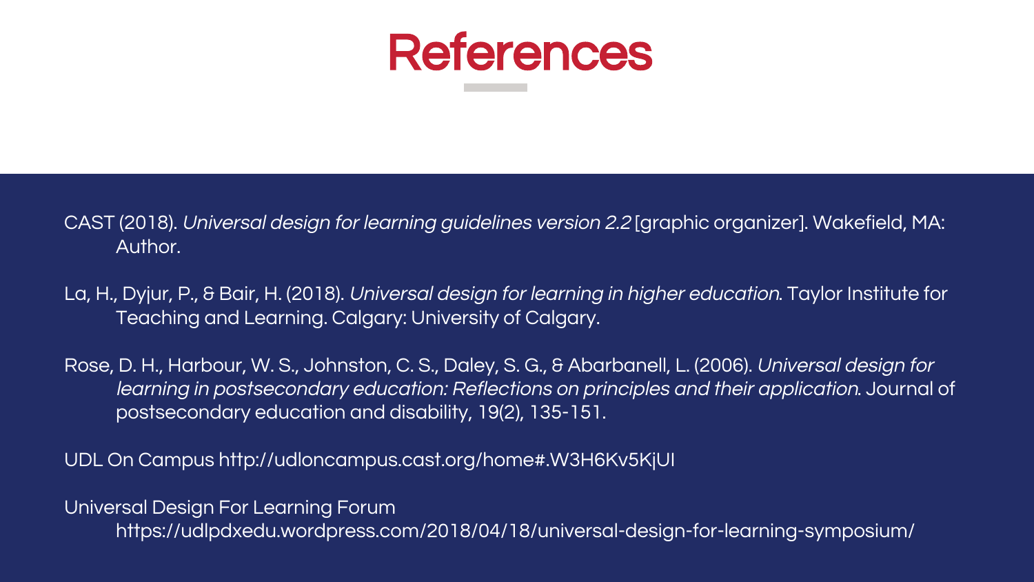# References

CAST (2018). *Universal design for learning guidelines version 2.2* [graphic organizer]. Wakefield, MA: Author.

La, H., Dyjur, P., & Bair, H. (2018). *Universal design for learning in higher education*. Taylor Institute for Teaching and Learning. Calgary: University of Calgary.

Rose, D. H., Harbour, W. S., Johnston, C. S., Daley, S. G., & Abarbanell, L. (2006). *Universal design for learning in postsecondary education: Reflections on principles and their application*. Journal of postsecondary education and disability, 19(2), 135-151.

UDL On Campus http://udloncampus.cast.org/home#.W3H6Kv5KjUI

Universal Design For Learning Forum https://udlpdxedu.wordpress.com/2018/04/18/universal-design-for-learning-symposium/